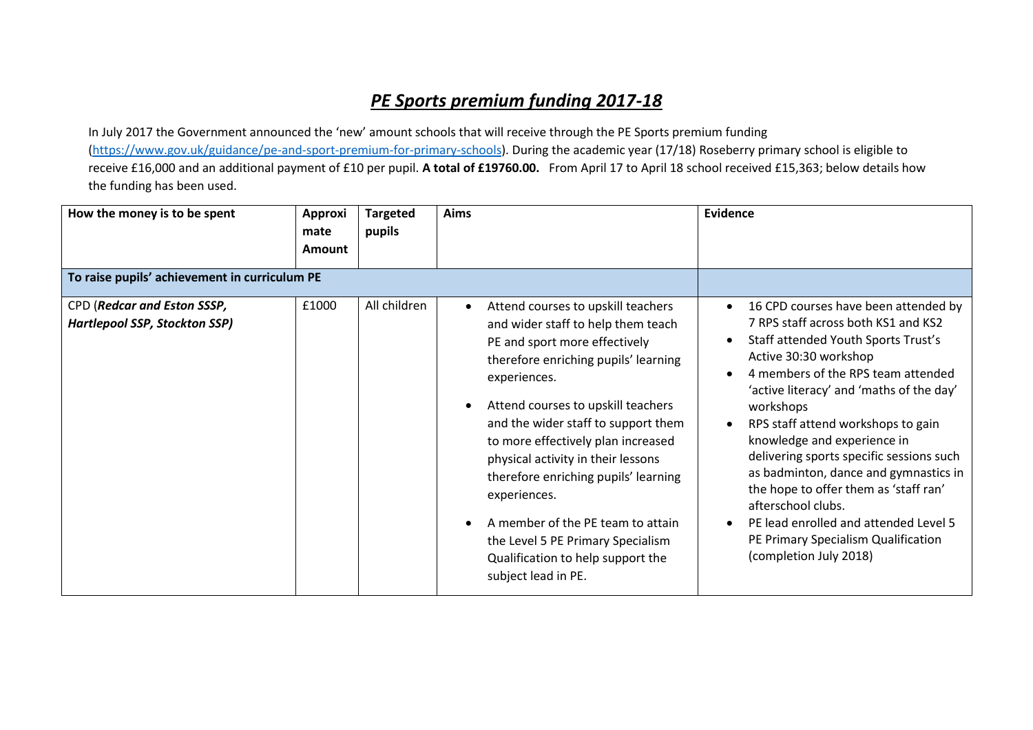# ***PE Sports premium funding 2017-18***

In July 2017 the Government announced the 'new' amount schools that will receive through the PE Sports premium funding (https://www.gov.uk/guidance/pe-and-sport-premium-for-primary-schools). During the academic year (17/18) Roseberry primary school is eligible to receive £16,000 and an additional payment of £10 per pupil. **A total of £19760.00.** From April 17 to April 18 school received £15,363; below details how the funding has been used.

| How the money is to be spent | Approximate Amount | Targeted pupils | Aims | Evidence |
|---|---|---|---|---|
| **To raise pupils' achievement in curriculum PE** | | | | |
| CPD (***Redcar and Eston SSSP, Hartlepool SSP, Stockton SSP)*** | £1000 | All children | • Attend courses to upskill teachers and wider staff to help them teach PE and sport more effectively therefore enriching pupils' learning experiences.<br>• Attend courses to upskill teachers and the wider staff to support them to more effectively plan increased physical activity in their lessons therefore enriching pupils' learning experiences.<br>• A member of the PE team to attain the Level 5 PE Primary Specialism Qualification to help support the subject lead in PE. | • 16 CPD courses have been attended by 7 RPS staff across both KS1 and KS2<br>• Staff attended Youth Sports Trust's Active 30:30 workshop<br>• 4 members of the RPS team attended 'active literacy' and 'maths of the day' workshops<br>• RPS staff attend workshops to gain knowledge and experience in delivering sports specific sessions such as badminton, dance and gymnastics in the hope to offer them as 'staff ran' afterschool clubs.<br>• PE lead enrolled and attended Level 5 PE Primary Specialism Qualification (completion July 2018) |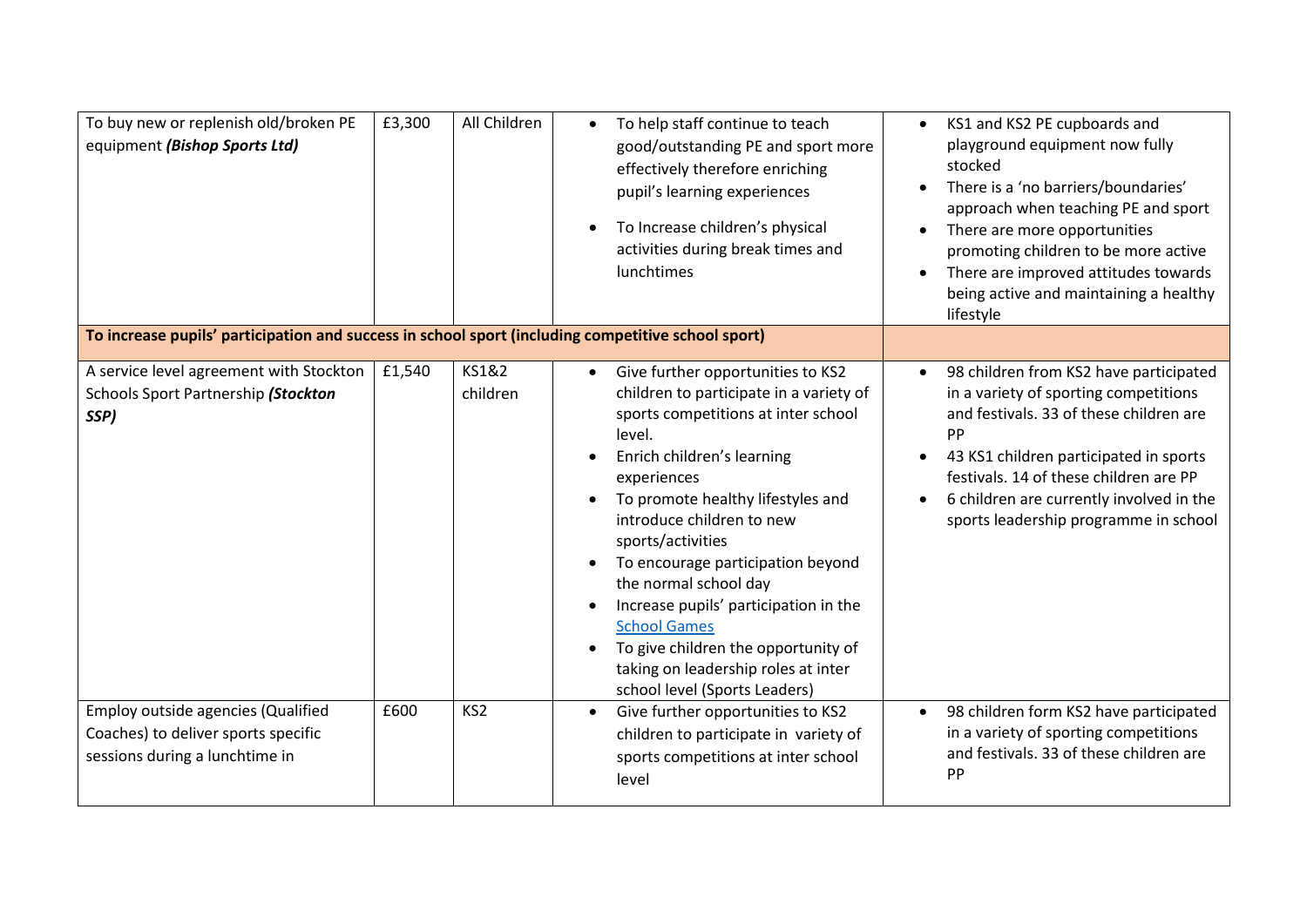| | | | | |
|---|---|---|---|---|
| To buy new or replenish old/broken PE equipment ***(Bishop Sports Ltd)*** | £3,300 | All Children | • To help staff continue to teach good/outstanding PE and sport more effectively therefore enriching pupil's learning experiences<br>• To Increase children's physical activities during break times and lunchtimes | • KS1 and KS2 PE cupboards and playground equipment now fully stocked<br>• There is a 'no barriers/boundaries' approach when teaching PE and sport<br>• There are more opportunities promoting children to be more active<br>• There are improved attitudes towards being active and maintaining a healthy lifestyle |
| **To increase pupils' participation and success in school sport (including competitive school sport)** | | | | |
| A service level agreement with Stockton Schools Sport Partnership ***(Stockton SSP)*** | £1,540 | KS1&2 children | • Give further opportunities to KS2 children to participate in a variety of sports competitions at inter school level.<br>• Enrich children's learning experiences<br>• To promote healthy lifestyles and introduce children to new sports/activities<br>• To encourage participation beyond the normal school day<br>• Increase pupils' participation in the [School Games]()<br>• To give children the opportunity of taking on leadership roles at inter school level (Sports Leaders) | • 98 children from KS2 have participated in a variety of sporting competitions and festivals. 33 of these children are PP<br>• 43 KS1 children participated in sports festivals. 14 of these children are PP<br>• 6 children are currently involved in the sports leadership programme in school |
| Employ outside agencies (Qualified Coaches) to deliver sports specific sessions during a lunchtime in | £600 | KS2 | • Give further opportunities to KS2 children to participate in variety of sports competitions at inter school level | • 98 children form KS2 have participated in a variety of sporting competitions and festivals. 33 of these children are PP |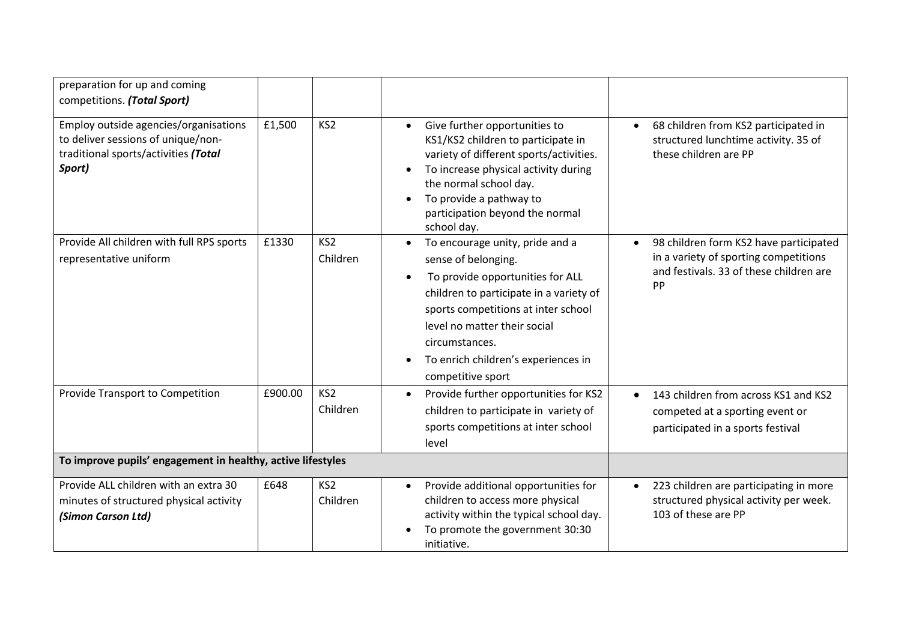| | | | | |
|---|---|---|---|---|
| preparation for up and coming competitions. ***(Total Sport)*** | | | | |
| Employ outside agencies/organisations to deliver sessions of unique/non-traditional sports/activities ***(Total Sport)*** | £1,500 | KS2 | • Give further opportunities to KS1/KS2 children to participate in variety of different sports/activities.<br>• To increase physical activity during the normal school day.<br>• To provide a pathway to participation beyond the normal school day. | • 68 children from KS2 participated in structured lunchtime activity. 35 of these children are PP |
| Provide All children with full RPS sports representative uniform | £1330 | KS2 Children | • To encourage unity, pride and a sense of belonging.<br>• To provide opportunities for ALL children to participate in a variety of sports competitions at inter school level no matter their social circumstances.<br>• To enrich children's experiences in competitive sport | • 98 children form KS2 have participated in a variety of sporting competitions and festivals. 33 of these children are PP |
| Provide Transport to Competition | £900.00 | KS2 Children | • Provide further opportunities for KS2 children to participate in variety of sports competitions at inter school level | • 143 children from across KS1 and KS2 competed at a sporting event or participated in a sports festival |
| **To improve pupils' engagement in healthy, active lifestyles** | | | | |
| Provide ALL children with an extra 30 minutes of structured physical activity ***(Simon Carson Ltd)*** | £648 | KS2 Children | • Provide additional opportunities for children to access more physical activity within the typical school day.<br>• To promote the government 30:30 initiative. | • 223 children are participating in more structured physical activity per week. 103 of these are PP |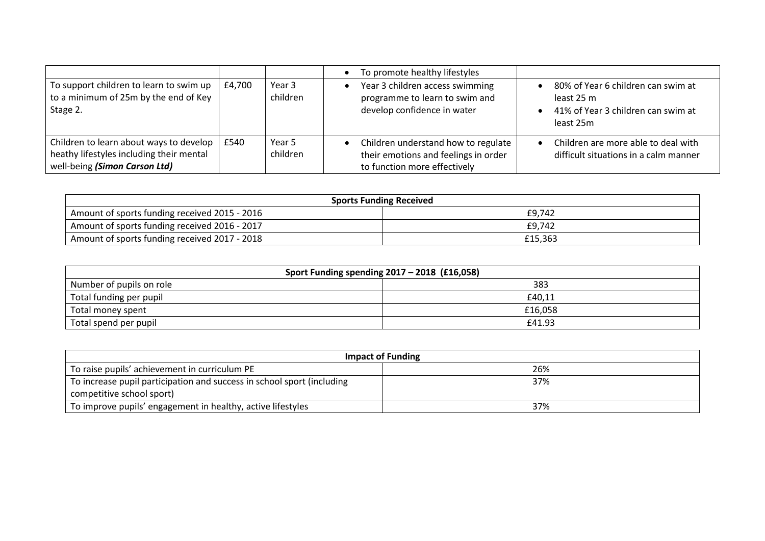| | | | | |
|---|---|---|---|---|
| | | | • To promote healthy lifestyles | |
| To support children to learn to swim up to a minimum of 25m by the end of Key Stage 2. | £4,700 | Year 3 children | • Year 3 children access swimming programme to learn to swim and develop confidence in water | • 80% of Year 6 children can swim at least 25 m<br>• 41% of Year 3 children can swim at least 25m |
| Children to learn about ways to develop heathy lifestyles including their mental well-being ***(Simon Carson Ltd)*** | £540 | Year 5 children | • Children understand how to regulate their emotions and feelings in order to function more effectively | • Children are more able to deal with difficult situations in a calm manner |

| **Sports Funding Received** | |
|---|---|
| Amount of sports funding received 2015 - 2016 | £9,742 |
| Amount of sports funding received 2016 - 2017 | £9,742 |
| Amount of sports funding received 2017 - 2018 | £15,363 |

| **Sport Funding spending 2017 – 2018 (£16,058)** | |
|---|---|
| Number of pupils on role | 383 |
| Total funding per pupil | £40,11 |
| Total money spent | £16,058 |
| Total spend per pupil | £41.93 |

| **Impact of Funding** | |
|---|---|
| To raise pupils' achievement in curriculum PE | 26% |
| To increase pupil participation and success in school sport (including competitive school sport) | 37% |
| To improve pupils' engagement in healthy, active lifestyles | 37% |